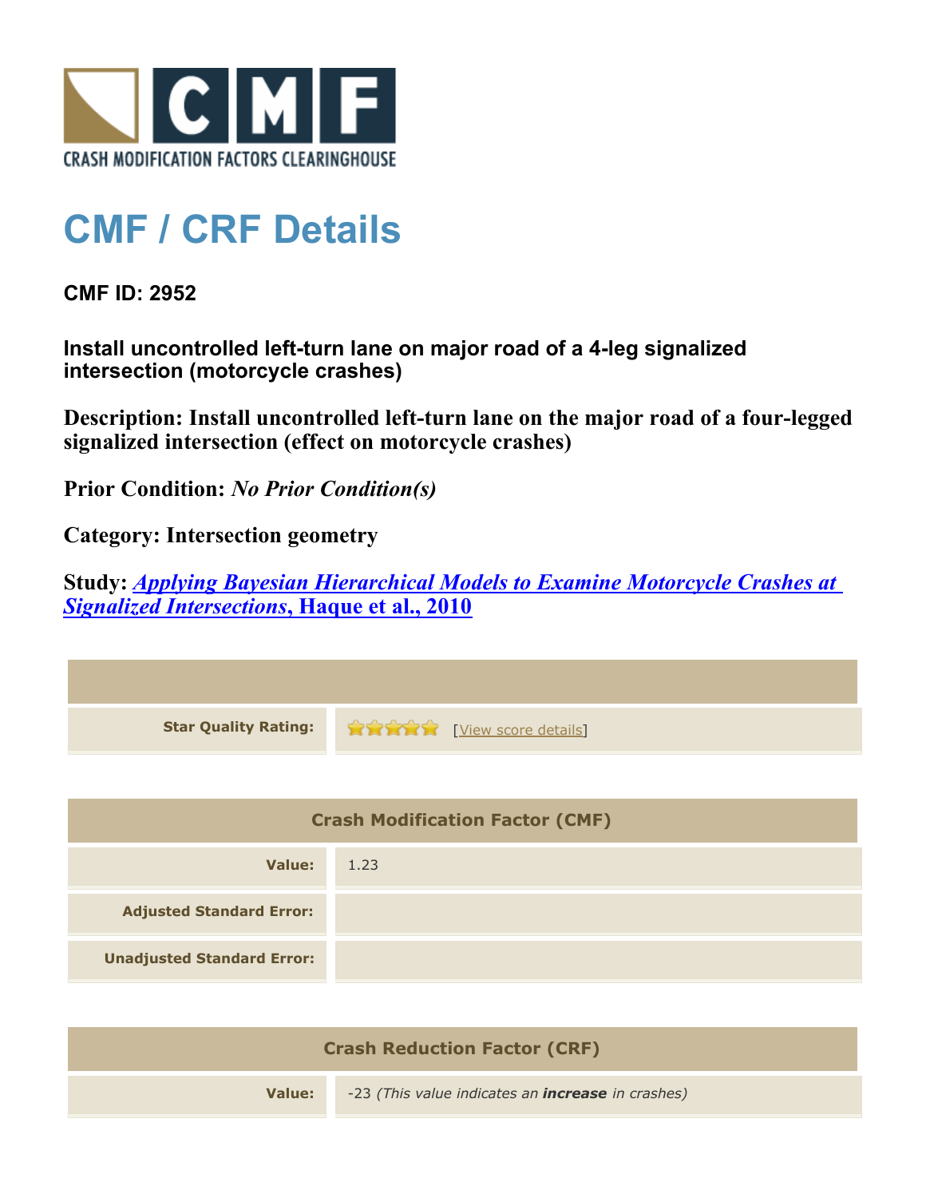CRASH MODIFICATION FACTORS CLEARINGHOUSE

# CMF / CRF Details

**CMF ID: 2952**

**Install uncontrolled left-turn lane on major road of a 4-leg signalized intersection (motorcycle crashes)**

**Description: Install uncontrolled left-turn lane on the major road of a four-legged signalized intersection (effect on motorcycle crashes)**

**Prior Condition:** ***No Prior Condition(s)***

**Category: Intersection geometry**

**Study:** ***[Applying Bayesian Hierarchical Models to Examine Motorcycle Crashes at Signalized Intersections](), Haque et al., 2010***

| | |
|---|---|
| **Star Quality Rating:** | ★★★★★ [View score details] |

| Crash Modification Factor (CMF) | |
|---|---|
| **Value:** | 1.23 |
| **Adjusted Standard Error:** | |
| **Unadjusted Standard Error:** | |

| Crash Reduction Factor (CRF) | |
|---|---|
| **Value:** | -23 *(This value indicates an* ***increase*** *in crashes)* |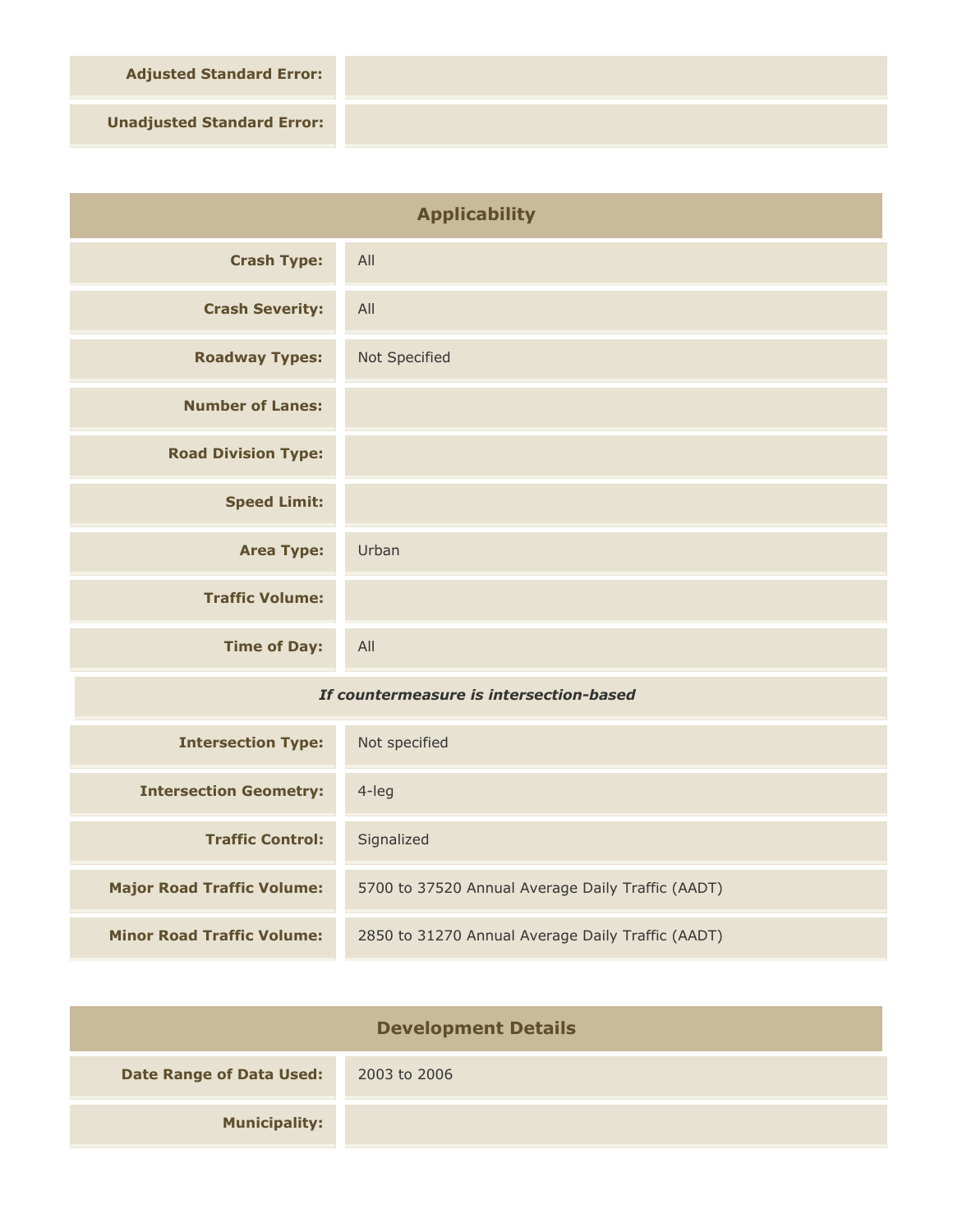| | |
|---|---|
| **Adjusted Standard Error:** | |
| **Unadjusted Standard Error:** | |

## Applicability

| | |
|---|---|
| **Crash Type:** | All |
| **Crash Severity:** | All |
| **Roadway Types:** | Not Specified |
| **Number of Lanes:** | |
| **Road Division Type:** | |
| **Speed Limit:** | |
| **Area Type:** | Urban |
| **Traffic Volume:** | |
| **Time of Day:** | All |

***If countermeasure is intersection-based***

| | |
|---|---|
| **Intersection Type:** | Not specified |
| **Intersection Geometry:** | 4-leg |
| **Traffic Control:** | Signalized |
| **Major Road Traffic Volume:** | 5700 to 37520 Annual Average Daily Traffic (AADT) |
| **Minor Road Traffic Volume:** | 2850 to 31270 Annual Average Daily Traffic (AADT) |

## Development Details

| | |
|---|---|
| **Date Range of Data Used:** | 2003 to 2006 |
| **Municipality:** | |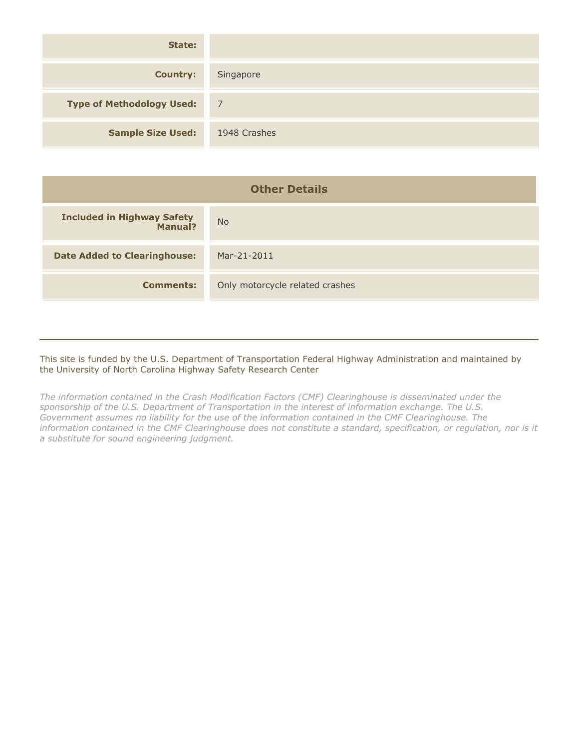| | |
|---|---|
| **State:** | |
| **Country:** | Singapore |
| **Type of Methodology Used:** | 7 |
| **Sample Size Used:** | 1948 Crashes |

## Other Details

| | |
|---|---|
| **Included in Highway Safety Manual?** | No |
| **Date Added to Clearinghouse:** | Mar-21-2011 |
| **Comments:** | Only motorcycle related crashes |

---

This site is funded by the U.S. Department of Transportation Federal Highway Administration and maintained by the University of North Carolina Highway Safety Research Center

*The information contained in the Crash Modification Factors (CMF) Clearinghouse is disseminated under the sponsorship of the U.S. Department of Transportation in the interest of information exchange. The U.S. Government assumes no liability for the use of the information contained in the CMF Clearinghouse. The information contained in the CMF Clearinghouse does not constitute a standard, specification, or regulation, nor is it a substitute for sound engineering judgment.*